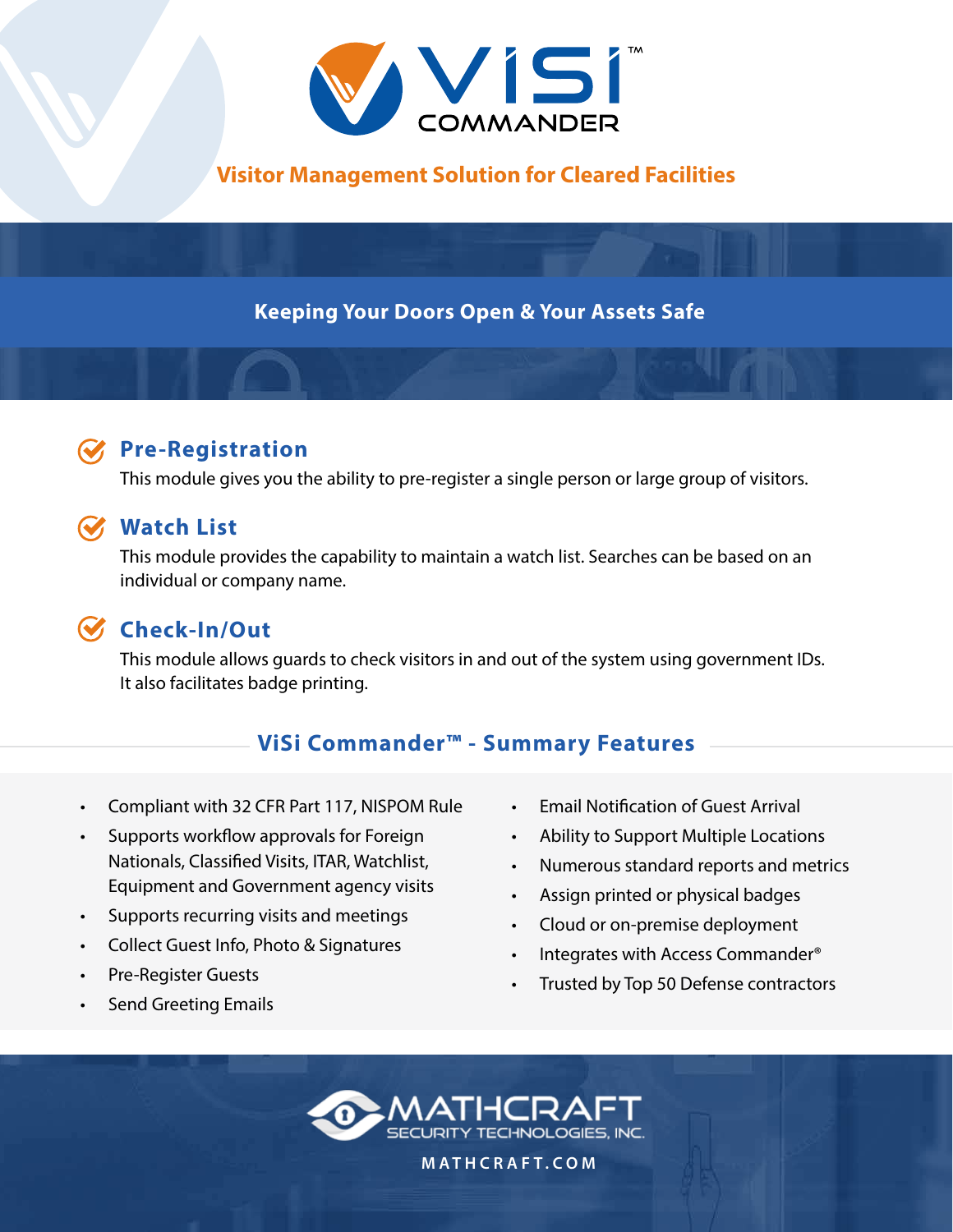# ViSi™ COMMANDER

## Visitor Management Solution for Cleared Facilities

**Keeping Your Doors Open & Your Assets Safe**

### Pre-Registration

This module gives you the ability to pre-register a single person or large group of visitors.

### Watch List

This module provides the capability to maintain a watch list. Searches can be based on an individual or company name.

### Check-In/Out

This module allows guards to check visitors in and out of the system using government IDs. It also facilitates badge printing.

## ViSi Commander™ - Summary Features

- Compliant with 32 CFR Part 117, NISPOM Rule
- Supports workflow approvals for Foreign Nationals, Classified Visits, ITAR, Watchlist, Equipment and Government agency visits
- Supports recurring visits and meetings
- Collect Guest Info, Photo & Signatures
- Pre-Register Guests
- Send Greeting Emails
- Email Notification of Guest Arrival
- Ability to Support Multiple Locations
- Numerous standard reports and metrics
- Assign printed or physical badges
- Cloud or on-premise deployment
- Integrates with Access Commander®
- Trusted by Top 50 Defense contractors

MATHCRAFT SECURITY TECHNOLOGIES, INC.

MATHCRAFT.COM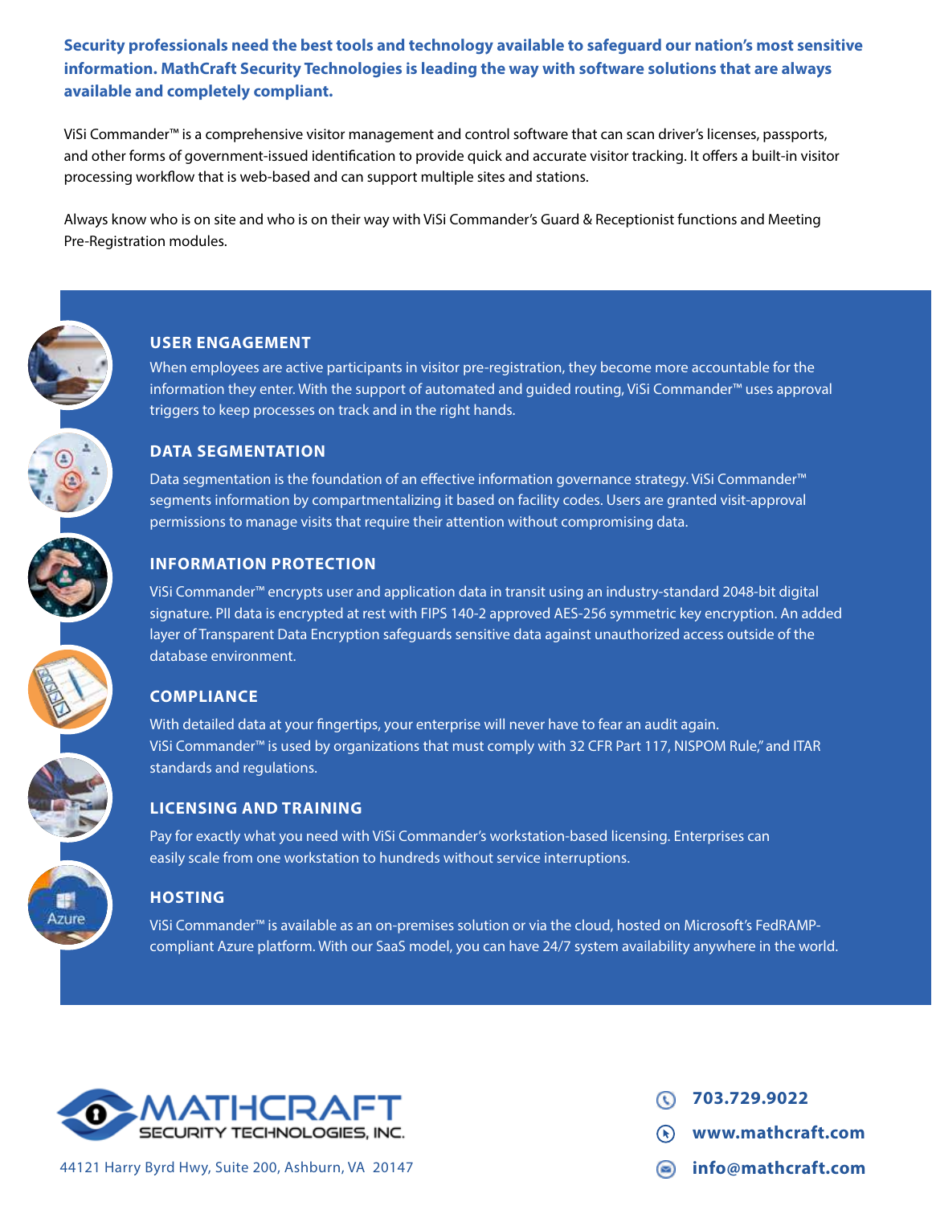**Security professionals need the best tools and technology available to safeguard our nation's most sensitive information. MathCraft Security Technologies is leading the way with software solutions that are always available and completely compliant.**

ViSi Commander™ is a comprehensive visitor management and control software that can scan driver's licenses, passports, and other forms of government-issued identification to provide quick and accurate visitor tracking. It offers a built-in visitor processing workflow that is web-based and can support multiple sites and stations.

Always know who is on site and who is on their way with ViSi Commander's Guard & Receptionist functions and Meeting Pre-Registration modules.

## USER ENGAGEMENT

When employees are active participants in visitor pre-registration, they become more accountable for the information they enter. With the support of automated and guided routing, ViSi Commander™ uses approval triggers to keep processes on track and in the right hands.

## DATA SEGMENTATION

Data segmentation is the foundation of an effective information governance strategy. ViSi Commander™ segments information by compartmentalizing it based on facility codes. Users are granted visit-approval permissions to manage visits that require their attention without compromising data.

## INFORMATION PROTECTION

ViSi Commander™ encrypts user and application data in transit using an industry-standard 2048-bit digital signature. PII data is encrypted at rest with FIPS 140-2 approved AES-256 symmetric key encryption. An added layer of Transparent Data Encryption safeguards sensitive data against unauthorized access outside of the database environment.

## COMPLIANCE

With detailed data at your fingertips, your enterprise will never have to fear an audit again. ViSi Commander™ is used by organizations that must comply with 32 CFR Part 117, NISPOM Rule," and ITAR standards and regulations.

## LICENSING AND TRAINING

Pay for exactly what you need with ViSi Commander's workstation-based licensing. Enterprises can easily scale from one workstation to hundreds without service interruptions.

## HOSTING

ViSi Commander™ is available as an on-premises solution or via the cloud, hosted on Microsoft's FedRAMP-compliant Azure platform. With our SaaS model, you can have 24/7 system availability anywhere in the world.

MATHCRAFT SECURITY TECHNOLOGIES, INC.

44121 Harry Byrd Hwy, Suite 200, Ashburn, VA 20147

**703.729.9022**

**www.mathcraft.com**

**info@mathcraft.com**